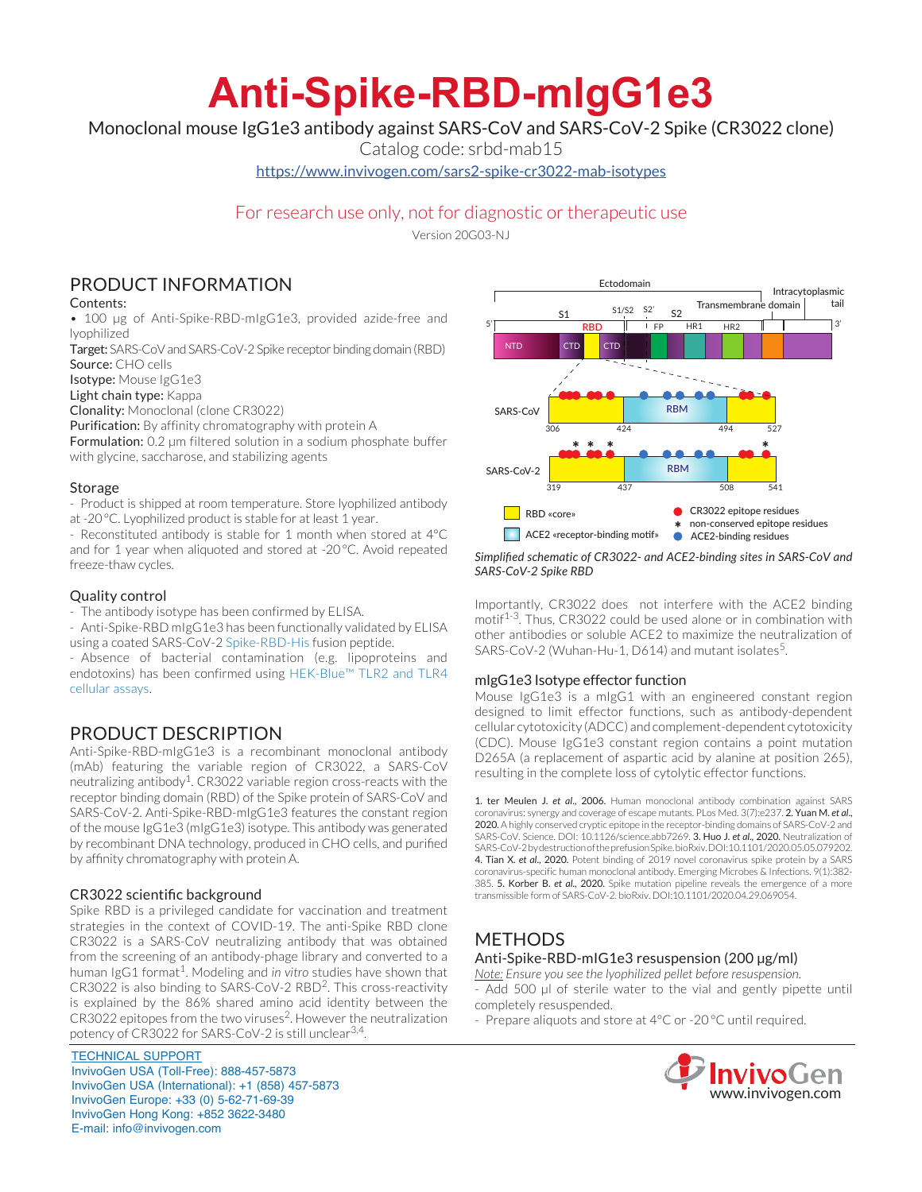# Anti-Spike-RBD-mIgG1e3

Monoclonal mouse IgG1e3 antibody against SARS-CoV and SARS-CoV-2 Spike (CR3022 clone)

Catalog code: srbd-mab15

https://www.invivogen.com/sars2-spike-cr3022-mab-isotypes

For research use only, not for diagnostic or therapeutic use

Version 20G03-NJ

## PRODUCT INFORMATION

Contents:

- 100 µg of Anti-Spike-RBD-mIgG1e3, provided azide-free and lyophilized

**Target:** SARS-CoV and SARS-CoV-2 Spike receptor binding domain (RBD)
**Source:** CHO cells
**Isotype:** Mouse IgG1e3
**Light chain type:** Kappa
**Clonality:** Monoclonal (clone CR3022)
**Purification:** By affinity chromatography with protein A
**Formulation:** 0.2 µm filtered solution in a sodium phosphate buffer with glycine, saccharose, and stabilizing agents

### Storage

- Product is shipped at room temperature. Store lyophilized antibody at -20 °C. Lyophilized product is stable for at least 1 year.
- Reconstituted antibody is stable for 1 month when stored at 4°C and for 1 year when aliquoted and stored at -20 °C. Avoid repeated freeze-thaw cycles.

### Quality control

- The antibody isotype has been confirmed by ELISA.
- Anti-Spike-RBD mIgG1e3 has been functionally validated by ELISA using a coated SARS-CoV-2 Spike-RBD-His fusion peptide.
- Absence of bacterial contamination (e.g. lipoproteins and endotoxins) has been confirmed using HEK-Blue™ TLR2 and TLR4 cellular assays.

## PRODUCT DESCRIPTION

Anti-Spike-RBD-mIgG1e3 is a recombinant monoclonal antibody (mAb) featuring the variable region of CR3022, a SARS-CoV neutralizing antibody[1]. CR3022 variable region cross-reacts with the receptor binding domain (RBD) of the Spike protein of SARS-CoV and SARS-CoV-2. Anti-Spike-RBD-mIgG1e3 features the constant region of the mouse IgG1e3 (mIgG1e3) isotype. This antibody was generated by recombinant DNA technology, produced in CHO cells, and purified by affinity chromatography with protein A.

### CR3022 scientific background

Spike RBD is a privileged candidate for vaccination and treatment strategies in the context of COVID-19. The anti-Spike RBD clone CR3022 is a SARS-CoV neutralizing antibody that was obtained from the screening of an antibody-phage library and converted to a human IgG1 format[1]. Modeling and *in vitro* studies have shown that CR3022 is also binding to SARS-CoV-2 RBD[2]. This cross-reactivity is explained by the 86% shared amino acid identity between the CR3022 epitopes from the two viruses[2]. However the neutralization potency of CR3022 for SARS-CoV-2 is still unclear[3,4].

Ectodomain; Intracytoplasmic tail; Transmembrane domain; S1; S1/S2; S2'; S2; RBD; FP; HR1; HR2; 5'; 3'; NTD; CTD; CTD

SARS-CoV: 306, 424, RBM, 494, 527

SARS-CoV-2: 319, 437, RBM, 508, 541

RBD «core»; ACE2 «receptor-binding motif»; CR3022 epitope residues; * non-conserved epitope residues; ACE2-binding residues

*Simplified schematic of CR3022- and ACE2-binding sites in SARS-CoV and SARS-CoV-2 Spike RBD*

Importantly, CR3022 does not interfere with the ACE2 binding motif[1-3]. Thus, CR3022 could be used alone or in combination with other antibodies or soluble ACE2 to maximize the neutralization of SARS-CoV-2 (Wuhan-Hu-1, D614) and mutant isolates[5].

### mIgG1e3 Isotype effector function

Mouse IgG1e3 is a mIgG1 with an engineered constant region designed to limit effector functions, such as antibody-dependent cellular cytotoxicity (ADCC) and complement-dependent cytotoxicity (CDC). Mouse IgG1e3 constant region contains a point mutation D265A (a replacement of aspartic acid by alanine at position 265), resulting in the complete loss of cytolytic effector functions.

1. ter Meulen J. *et al.*, 2006. Human monoclonal antibody combination against SARS coronavirus: synergy and coverage of escape mutants. PLos Med. 3(7):e237. **2.** Yuan M. *et al.*, **2020.** A highly conserved cryptic epitope in the receptor-binding domains of SARS-CoV-2 and SARS-CoV. Science. DOI: 10.1126/science.abb7269. **3.** Huo J. *et al.*, **2020.** Neutralization of SARS-CoV-2 by destruction of the prefusion Spike. bioRxiv. DOI:10.1101/2020.05.05.079202. **4.** Tian X. *et al.*, **2020.** Potent binding of 2019 novel coronavirus spike protein by a SARS coronavirus-specific human monoclonal antibody. Emerging Microbes & Infections. 9(1):382-385. **5.** Korber B. *et al.*, **2020.** Spike mutation pipeline reveals the emergence of a more transmissible form of SARS-CoV-2. bioRxiv. DOI:10.1101/2020.04.29.069054.

## METHODS

### Anti-Spike-RBD-mIG1e3 resuspension (200 µg/ml)

<u>Note:</u> *Ensure you see the lyophilized pellet before resuspension.*

- Add 500 µl of sterile water to the vial and gently pipette until completely resuspended.
- Prepare aliquots and store at 4°C or -20 °C until required.

TECHNICAL SUPPORT
InvivoGen USA (Toll-Free): 888-457-5873
InvivoGen USA (International): +1 (858) 457-5873
InvivoGen Europe: +33 (0) 5-62-71-69-39
InvivoGen Hong Kong: +852 3622-3480
E-mail: info@invivogen.com

InvivoGen
www.invivogen.com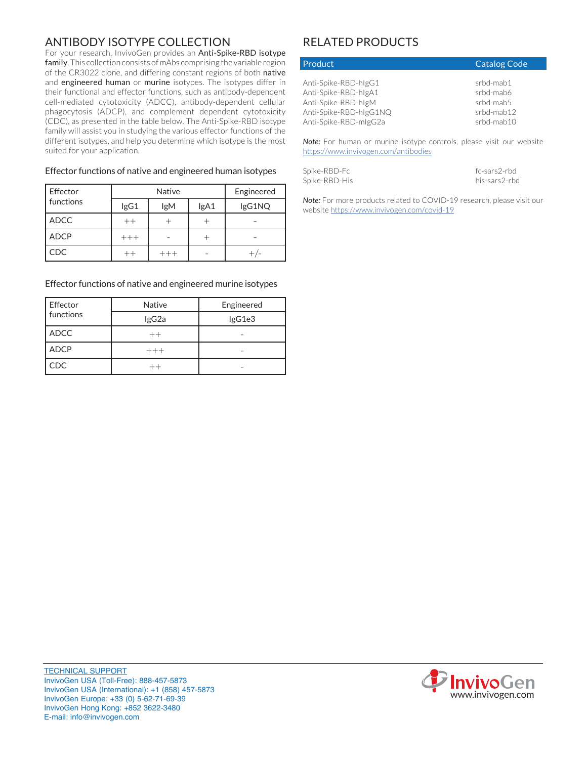## ANTIBODY ISOTYPE COLLECTION

For your research, InvivoGen provides an **Anti-Spike-RBD isotype family**. This collection consists of mAbs comprising the variable region of the CR3022 clone, and differing constant regions of both **native** and **engineered human** or **murine** isotypes. The isotypes differ in their functional and effector functions, such as antibody-dependent cell-mediated cytotoxicity (ADCC), antibody-dependent cellular phagocytosis (ADCP), and complement dependent cytotoxicity (CDC), as presented in the table below. The Anti-Spike-RBD isotype family will assist you in studying the various effector functions of the different isotypes, and help you determine which isotype is the most suited for your application.

Effector functions of native and engineered human isotypes

| Effector functions | Native | | | Engineered |
|---|---|---|---|---|
| | IgG1 | IgM | IgA1 | IgG1NQ |
| ADCC | ++ | + | + | - |
| ADCP | +++ | - | + | - |
| CDC | ++ | +++ | - | +/- |

Effector functions of native and engineered murine isotypes

| Effector functions | Native | Engineered |
|---|---|---|
| | IgG2a | IgG1e3 |
| ADCC | ++ | - |
| ADCP | +++ | - |
| CDC | ++ | - |

## RELATED PRODUCTS

| Product | Catalog Code |
|---|---|
| Anti-Spike-RBD-hIgG1 | srbd-mab1 |
| Anti-Spike-RBD-hIgA1 | srbd-mab6 |
| Anti-Spike-RBD-hIgM | srbd-mab5 |
| Anti-Spike-RBD-hIgG1NQ | srbd-mab12 |
| Anti-Spike-RBD-mIgG2a | srbd-mab10 |

***Note:*** For human or murine isotype controls, please visit our website https://www.invivogen.com/antibodies

| Product | Catalog Code |
|---|---|
| Spike-RBD-Fc | fc-sars2-rbd |
| Spike-RBD-His | his-sars2-rbd |

***Note:*** For more products related to COVID-19 research, please visit our website https://www.invivogen.com/covid-19

TECHNICAL SUPPORT
InvivoGen USA (Toll-Free): 888-457-5873
InvivoGen USA (International): +1 (858) 457-5873
InvivoGen Europe: +33 (0) 5-62-71-69-39
InvivoGen Hong Kong: +852 3622-3480
E-mail: info@invivogen.com

InvivoGen
www.invivogen.com